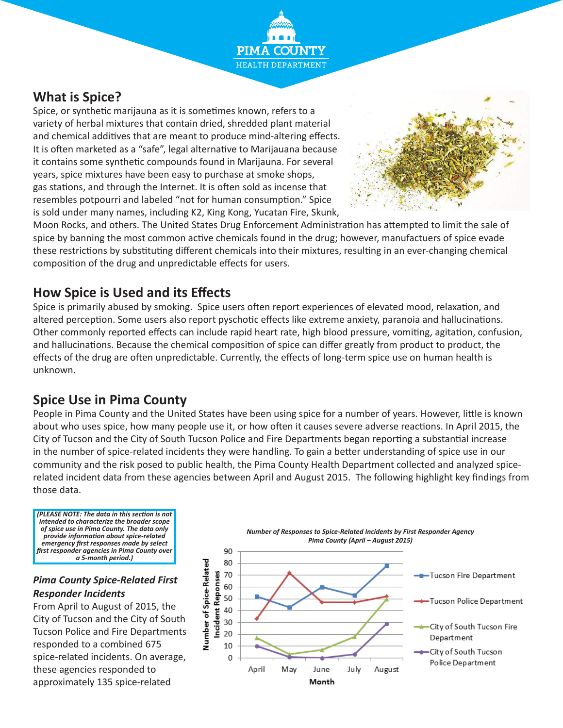# What is Spice?

Spice, or synthetic marijauna as it is sometimes known, refers to a variety of herbal mixtures that contain dried, shredded plant material and chemical additives that are meant to produce mind-altering effects. It is often marketed as a "safe", legal alternative to Marijauana because it contains some synthetic compounds found in Marijauna. For several years, spice mixtures have been easy to purchase at smoke shops, gas stations, and through the Internet. It is often sold as incense that resembles potpourri and labeled "not for human consumption." Spice is sold under many names, including K2, King Kong, Yucatan Fire, Skunk, Moon Rocks, and others. The United States Drug Enforcement Administration has attempted to limit the sale of spice by banning the most common active chemicals found in the drug; however, manufactuers of spice evade these restrictions by substituting different chemicals into their mixtures, resulting in an ever-changing chemical composition of the drug and unpredictable effects for users.

# How Spice is Used and its Effects

Spice is primarily abused by smoking. Spice users often report experiences of elevated mood, relaxation, and altered perception. Some users also report pyschotic effects like extreme anxiety, paranoia and hallucinations. Other commonly reported effects can include rapid heart rate, high blood pressure, vomiting, agitation, confusion, and hallucinations. Because the chemical composition of spice can differ greatly from product to product, the effects of the drug are often unpredictable. Currently, the effects of long-term spice use on human health is unknown.

# Spice Use in Pima County

People in Pima County and the United States have been using spice for a number of years. However, little is known about who uses spice, how many people use it, or how often it causes severe adverse reactions. In April 2015, the City of Tucson and the City of South Tucson Police and Fire Departments began reporting a substantial increase in the number of spice-related incidents they were handling. To gain a better understanding of spice use in our community and the risk posed to public health, the Pima County Health Department collected and analyzed spice-related incident data from these agencies between April and August 2015. The following highlight key findings from those data.

***(PLEASE NOTE: The data in this section is not intended to characterize the broader scope of spice use in Pima County. The data only provide information about spice-related emergency first responses made by select first responder agencies in Pima County over a 5-month period.)***

### *Pima County Spice-Related First Responder Incidents*

From April to August of 2015, the City of Tucson and the City of South Tucson Police and Fire Departments responded to a combined 675 spice-related incidents. On average, these agencies responded to approximately 135 spice-related

***Number of Responses to Spice-Related Incidents by First Responder Agency Pima County (April – August 2015)***

| Month | Tucson Fire Department | Tucson Police Department | City of South Tucson Fire Department | City of South Tucson Police Department |
|---|---|---|---|---|
| April | 52 | 33 | 17 | 10 |
| May | 43 | 72 | 3 | 1 |
| June | 60 | 47 | 7 | 0 |
| July | 53 | 47 | 18 | 3 |
| August | 78 | 52 | 50 | 29 |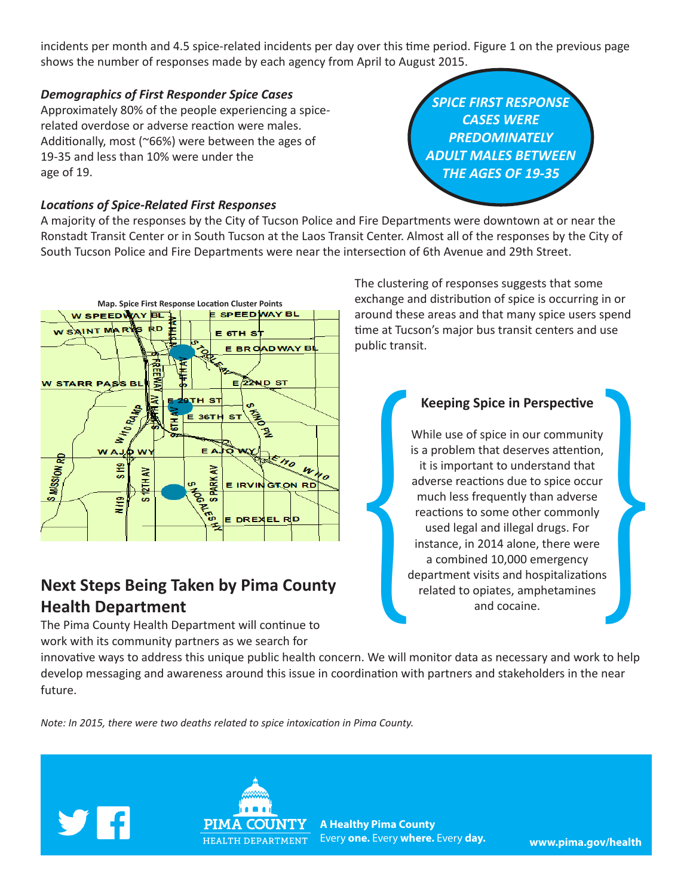incidents per month and 4.5 spice-related incidents per day over this time period. Figure 1 on the previous page shows the number of responses made by each agency from April to August 2015.

### *Demographics of First Responder Spice Cases*

Approximately 80% of the people experiencing a spice-related overdose or adverse reaction were males. Additionally, most (~66%) were between the ages of 19-35 and less than 10% were under the age of 19.

***SPICE FIRST RESPONSE CASES WERE PREDOMINATELY ADULT MALES BETWEEN THE AGES OF 19-35***

### *Locations of Spice-Related First Responses*

A majority of the responses by the City of Tucson Police and Fire Departments were downtown at or near the Ronstadt Transit Center or in South Tucson at the Laos Transit Center. Almost all of the responses by the City of South Tucson Police and Fire Departments were near the intersection of 6th Avenue and 29th Street.

**Map. Spice First Response Location Cluster Points**

W SPEEDWAY BL
E SPEEDWAY BL
W SAINT MARYS RD
E 6TH ST
E BROADWAY BL
S TOOLE AV
S 4TH AV
S FREEWAY
W STARR PASS BL
E 22ND ST
E 29TH ST
E 36TH ST
S KINO PW
S 6TH AV
W I10 RAMP
W AJO WY
E AJO WY
E I10
W I10
S MISSION RD
S I19
S 12TH AV
S NOGALES HY
S PARK AV
E IRVINGTON RD
E DREXEL RD

The clustering of responses suggests that some exchange and distribution of spice is occurring in or around these areas and that many spice users spend time at Tucson's major bus transit centers and use public transit.

> **Keeping Spice in Perspective**
>
> While use of spice in our community is a problem that deserves attention, it is important to understand that adverse reactions due to spice occur much less frequently than adverse reactions to some other commonly used legal and illegal drugs. For instance, in 2014 alone, there were a combined 10,000 emergency department visits and hospitalizations related to opiates, amphetamines and cocaine.

## Next Steps Being Taken by Pima County Health Department

The Pima County Health Department will continue to work with its community partners as we search for innovative ways to address this unique public health concern. We will monitor data as necessary and work to help develop messaging and awareness around this issue in coordination with partners and stakeholders in the near future.

*Note: In 2015, there were two deaths related to spice intoxication in Pima County.*

PIMA COUNTY HEALTH DEPARTMENT

**A Healthy Pima County**
Every **one.** Every **where.** Every **day.**

**www.pima.gov/health**